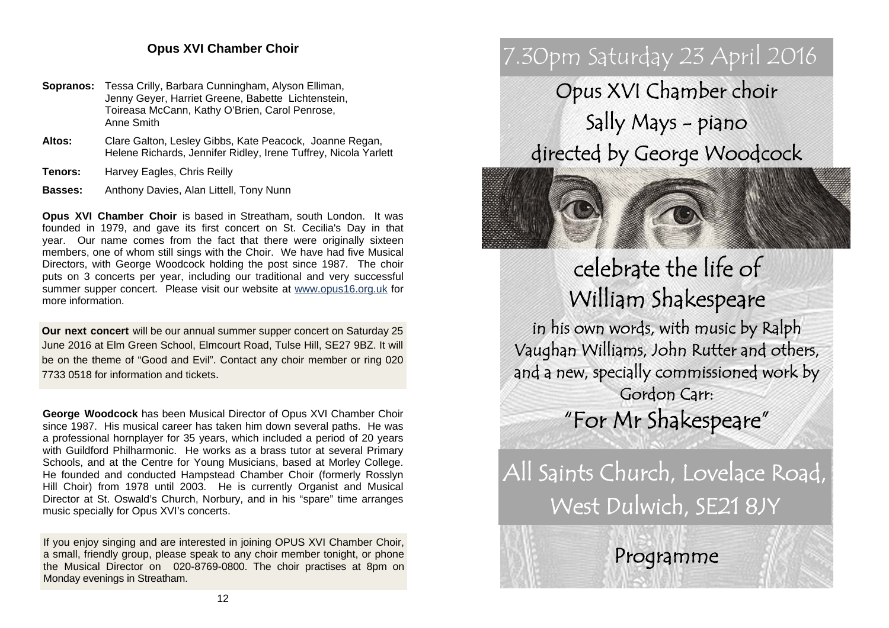## Opus XVI Chamber Choir

**Sopranos:** Tessa Crilly, Barbara Cunningham, Alyson Elliman, Jenny Geyer, Harriet Greene, Babette Lichtenstein, Toireasa McCann, Kathy O'Brien, Carol Penrose, Anne Smith

**Altos:** Clare Galton, Lesley Gibbs, Kate Peacock, Joanne Regan, Helene Richards, Jennifer Ridley, Irene Tuffrey, Nicola Yarlett

**Tenors:** Harvey Eagles, Chris Reilly

**Basses:** Anthony Davies, Alan Littell, Tony Nunn

**Opus XVI Chamber Choir** is based in Streatham, south London. It was founded in 1979, and gave its first concert on St. Cecilia's Day in that year. Our name comes from the fact that there were originally sixteen members, one of whom still sings with the Choir. We have had five Musical Directors, with George Woodcock holding the post since 1987. The choir puts on 3 concerts per year, including our traditional and very successful summer supper concert. Please visit our website at www.opus16.org.uk for more information.

**Our next concert** will be our annual summer supper concert on Saturday 25 June 2016 at Elm Green School, Elmcourt Road, Tulse Hill, SE27 9BZ. It will be on the theme of "Good and Evil". Contact any choir member or ring 020 7733 0518 for information and tickets.

**George Woodcock** has been Musical Director of Opus XVI Chamber Choir since 1987. His musical career has taken him down several paths. He was a professional hornplayer for 35 years, which included a period of 20 years with Guildford Philharmonic. He works as a brass tutor at several Primary Schools, and at the Centre for Young Musicians, based at Morley College. He founded and conducted Hampstead Chamber Choir (formerly Rosslyn Hill Choir) from 1978 until 2003. He is currently Organist and Musical Director at St. Oswald's Church, Norbury, and in his "spare" time arranges music specially for Opus XVI's concerts.

If you enjoy singing and are interested in joining OPUS XVI Chamber Choir, a small, friendly group, please speak to any choir member tonight, or phone the Musical Director on 020-8769-0800. The choir practises at 8pm on Monday evenings in Streatham.

# 7.30pm Saturday 23 April 2016

Opus XVI Chamber choir

Sally Mays - piano

directed by George Woodcock

# celebrate the life of William Shakespeare

in his own words, with music by Ralph Vaughan Williams, John Rutter and others, and a new, specially commissioned work by Gordon Carr:

"For Mr Shakespeare"

All Saints Church, Lovelace Road, West Dulwich, SE21 8JY

Programme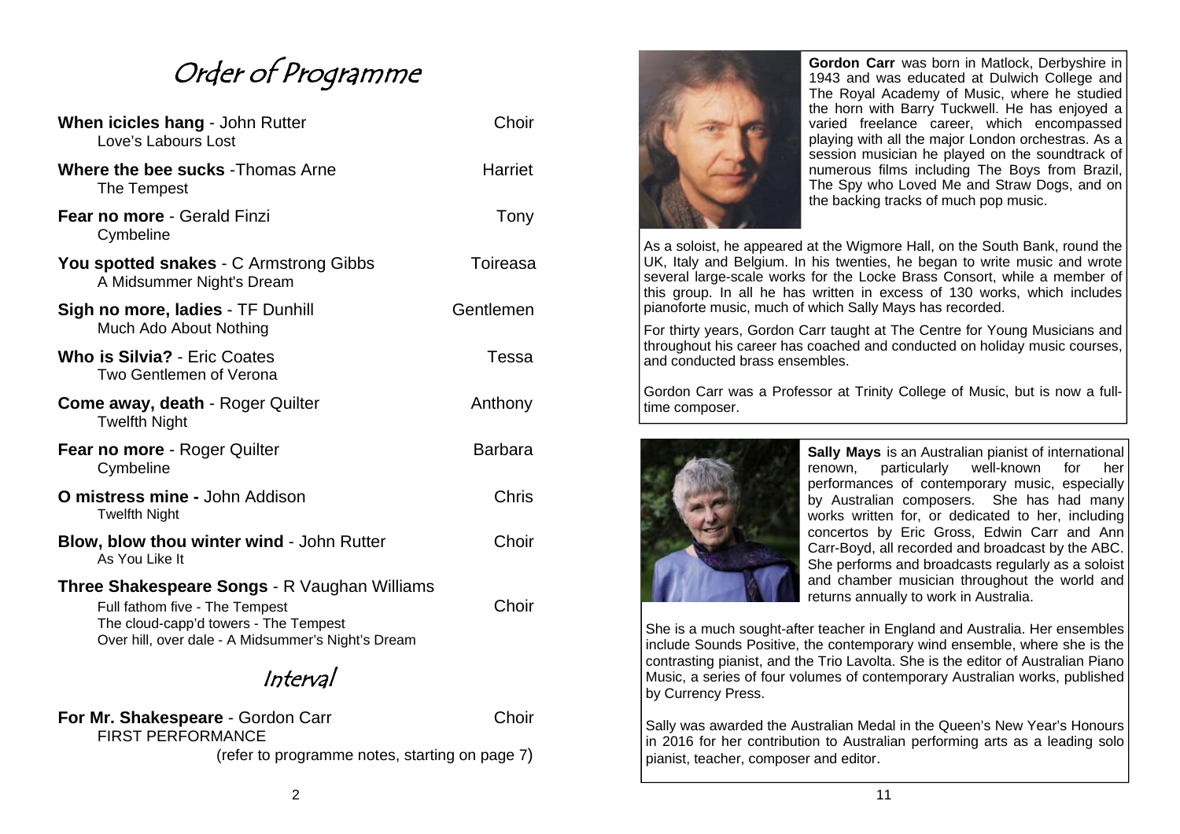# Order of Programme

| | |
|---|---|
| **When icicles hang** - John Rutter<br>Love's Labours Lost | Choir |
| **Where the bee sucks** -Thomas Arne<br>The Tempest | Harriet |
| **Fear no more** - Gerald Finzi<br>Cymbeline | Tony |
| **You spotted snakes** - C Armstrong Gibbs<br>A Midsummer Night's Dream | Toireasa |
| **Sigh no more, ladies** - TF Dunhill<br>Much Ado About Nothing | Gentlemen |
| **Who is Silvia?** - Eric Coates<br>Two Gentlemen of Verona | Tessa |
| **Come away, death** - Roger Quilter<br>Twelfth Night | Anthony |
| **Fear no more** - Roger Quilter<br>Cymbeline | Barbara |
| **O mistress mine -** John Addison<br>Twelfth Night | Chris |
| **Blow, blow thou winter wind** - John Rutter<br>As You Like It | Choir |
| **Three Shakespeare Songs** - R Vaughan Williams<br>Full fathom five - The Tempest<br>The cloud-capp'd towers - The Tempest<br>Over hill, over dale - A Midsummer's Night's Dream | Choir |

## Interval

| | |
|---|---|
| **For Mr. Shakespeare** - Gordon Carr<br>FIRST PERFORMANCE | Choir |

(refer to programme notes, starting on page 7)

**Gordon Carr** was born in Matlock, Derbyshire in 1943 and was educated at Dulwich College and The Royal Academy of Music, where he studied the horn with Barry Tuckwell. He has enjoyed a varied freelance career, which encompassed playing with all the major London orchestras. As a session musician he played on the soundtrack of numerous films including The Boys from Brazil, The Spy who Loved Me and Straw Dogs, and on the backing tracks of much pop music.

As a soloist, he appeared at the Wigmore Hall, on the South Bank, round the UK, Italy and Belgium. In his twenties, he began to write music and wrote several large-scale works for the Locke Brass Consort, while a member of this group. In all he has written in excess of 130 works, which includes pianoforte music, much of which Sally Mays has recorded.

For thirty years, Gordon Carr taught at The Centre for Young Musicians and throughout his career has coached and conducted on holiday music courses, and conducted brass ensembles.

Gordon Carr was a Professor at Trinity College of Music, but is now a full-time composer.

**Sally Mays** is an Australian pianist of international renown, particularly well-known for her performances of contemporary music, especially by Australian composers. She has had many works written for, or dedicated to her, including concertos by Eric Gross, Edwin Carr and Ann Carr-Boyd, all recorded and broadcast by the ABC. She performs and broadcasts regularly as a soloist and chamber musician throughout the world and returns annually to work in Australia.

She is a much sought-after teacher in England and Australia. Her ensembles include Sounds Positive, the contemporary wind ensemble, where she is the contrasting pianist, and the Trio Lavolta. She is the editor of Australian Piano Music, a series of four volumes of contemporary Australian works, published by Currency Press.

Sally was awarded the Australian Medal in the Queen's New Year's Honours in 2016 for her contribution to Australian performing arts as a leading solo pianist, teacher, composer and editor.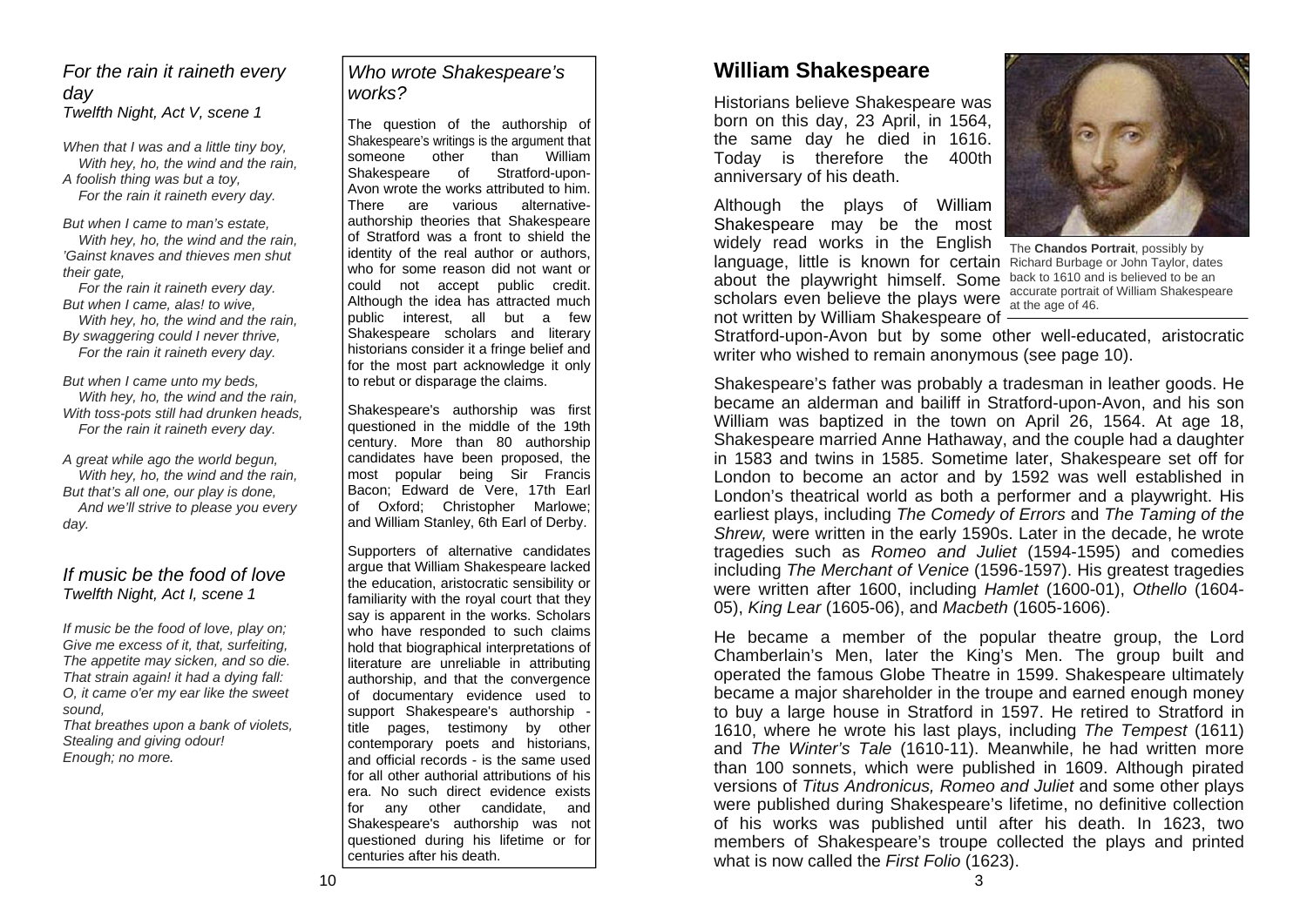## *For the rain it raineth every day*

*Twelfth Night, Act V, scene 1*

*When that I was and a little tiny boy,*
*With hey, ho, the wind and the rain,*
*A foolish thing was but a toy,*
*For the rain it raineth every day.*

*But when I came to man's estate,*
*With hey, ho, the wind and the rain,*
*'Gainst knaves and thieves men shut their gate,*
*For the rain it raineth every day.*
*But when I came, alas! to wive,*
*With hey, ho, the wind and the rain,*
*By swaggering could I never thrive,*
*For the rain it raineth every day.*

*But when I came unto my beds,*
*With hey, ho, the wind and the rain,*
*With toss-pots still had drunken heads,*
*For the rain it raineth every day.*

*A great while ago the world begun,*
*With hey, ho, the wind and the rain,*
*But that's all one, our play is done,*
*And we'll strive to please you every day.*

## *If music be the food of love*

*Twelfth Night, Act I, scene 1*

*If music be the food of love, play on;*
*Give me excess of it, that, surfeiting,*
*The appetite may sicken, and so die.*
*That strain again! it had a dying fall:*
*O, it came o'er my ear like the sweet sound,*
*That breathes upon a bank of violets,*
*Stealing and giving odour!*
*Enough; no more.*

## *Who wrote Shakespeare's works?*

The question of the authorship of Shakespeare's writings is the argument that someone other than William Shakespeare of Stratford-upon-Avon wrote the works attributed to him. There are various alternative-authorship theories that Shakespeare of Stratford was a front to shield the identity of the real author or authors, who for some reason did not want or could not accept public credit. Although the idea has attracted much public interest, all but a few Shakespeare scholars and literary historians consider it a fringe belief and for the most part acknowledge it only to rebut or disparage the claims.

Shakespeare's authorship was first questioned in the middle of the 19th century. More than 80 authorship candidates have been proposed, the most popular being Sir Francis Bacon; Edward de Vere, 17th Earl of Oxford; Christopher Marlowe; and William Stanley, 6th Earl of Derby.

Supporters of alternative candidates argue that William Shakespeare lacked the education, aristocratic sensibility or familiarity with the royal court that they say is apparent in the works. Scholars who have responded to such claims hold that biographical interpretations of literature are unreliable in attributing authorship, and that the convergence of documentary evidence used to support Shakespeare's authorship - title pages, testimony by other contemporary poets and historians, and official records - is the same used for all other authorial attributions of his era. No such direct evidence exists for any other candidate, and Shakespeare's authorship was not questioned during his lifetime or for centuries after his death.

## William Shakespeare

Historians believe Shakespeare was born on this day, 23 April, in 1564, the same day he died in 1616. Today is therefore the 400th anniversary of his death.

The **Chandos Portrait**, possibly by Richard Burbage or John Taylor, dates back to 1610 and is believed to be an accurate portrait of William Shakespeare at the age of 46.

Although the plays of William Shakespeare may be the most widely read works in the English language, little is known for certain about the playwright himself. Some scholars even believe the plays were not written by William Shakespeare of Stratford-upon-Avon but by some other well-educated, aristocratic writer who wished to remain anonymous (see page 10).

Shakespeare's father was probably a tradesman in leather goods. He became an alderman and bailiff in Stratford-upon-Avon, and his son William was baptized in the town on April 26, 1564. At age 18, Shakespeare married Anne Hathaway, and the couple had a daughter in 1583 and twins in 1585. Sometime later, Shakespeare set off for London to become an actor and by 1592 was well established in London's theatrical world as both a performer and a playwright. His earliest plays, including *The Comedy of Errors* and *The Taming of the Shrew,* were written in the early 1590s. Later in the decade, he wrote tragedies such as *Romeo and Juliet* (1594-1595) and comedies including *The Merchant of Venice* (1596-1597). His greatest tragedies were written after 1600, including *Hamlet* (1600-01), *Othello* (1604-05), *King Lear* (1605-06), and *Macbeth* (1605-1606).

He became a member of the popular theatre group, the Lord Chamberlain's Men, later the King's Men. The group built and operated the famous Globe Theatre in 1599. Shakespeare ultimately became a major shareholder in the troupe and earned enough money to buy a large house in Stratford in 1597. He retired to Stratford in 1610, where he wrote his last plays, including *The Tempest* (1611) and *The Winter's Tale* (1610-11). Meanwhile, he had written more than 100 sonnets, which were published in 1609. Although pirated versions of *Titus Andronicus, Romeo and Juliet* and some other plays were published during Shakespeare's lifetime, no definitive collection of his works was published until after his death. In 1623, two members of Shakespeare's troupe collected the plays and printed what is now called the *First Folio* (1623).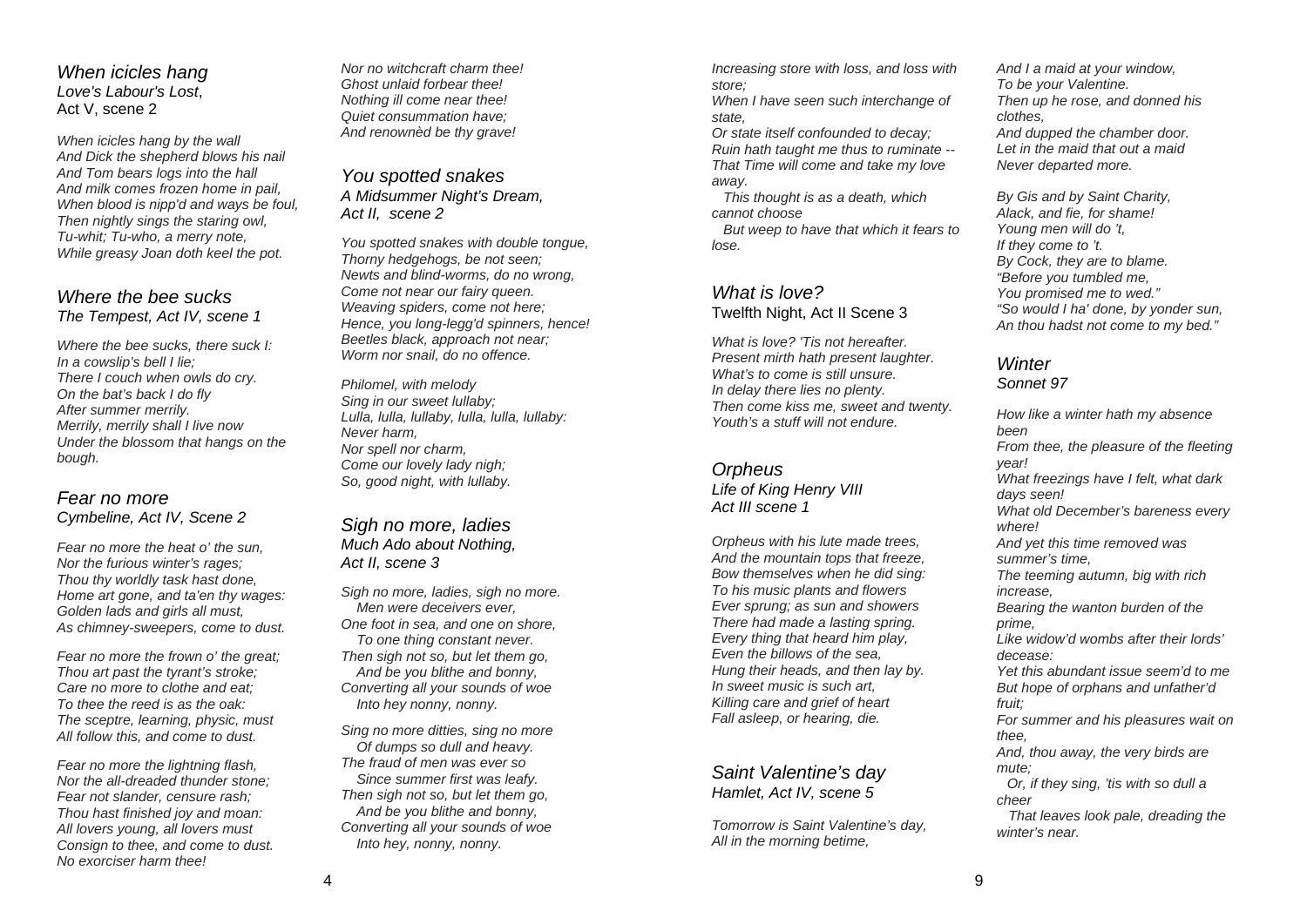## *When icicles hang*

*Love's Labour's Lost*,
Act V, scene 2

*When icicles hang by the wall*
*And Dick the shepherd blows his nail*
*And Tom bears logs into the hall*
*And milk comes frozen home in pail,*
*When blood is nipp'd and ways be foul,*
*Then nightly sings the staring owl,*
*Tu-whit; Tu-who, a merry note,*
*While greasy Joan doth keel the pot.*

## *Where the bee sucks*

*The Tempest, Act IV, scene 1*

*Where the bee sucks, there suck I:*
*In a cowslip's bell I lie;*
*There I couch when owls do cry.*
*On the bat's back I do fly*
*After summer merrily.*
*Merrily, merrily shall I live now*
*Under the blossom that hangs on the bough.*

## *Fear no more*

*Cymbeline, Act IV, Scene 2*

*Fear no more the heat o' the sun,*
*Nor the furious winter's rages;*
*Thou thy worldly task hast done,*
*Home art gone, and ta'en thy wages:*
*Golden lads and girls all must,*
*As chimney-sweepers, come to dust.*

*Fear no more the frown o' the great;*
*Thou art past the tyrant's stroke;*
*Care no more to clothe and eat;*
*To thee the reed is as the oak:*
*The sceptre, learning, physic, must*
*All follow this, and come to dust.*

*Fear no more the lightning flash,*
*Nor the all-dreaded thunder stone;*
*Fear not slander, censure rash;*
*Thou hast finished joy and moan:*
*All lovers young, all lovers must*
*Consign to thee, and come to dust.*
*No exorciser harm thee!*
*Nor no witchcraft charm thee!*
*Ghost unlaid forbear thee!*
*Nothing ill come near thee!*
*Quiet consummation have;*
*And renownèd be thy grave!*

## *You spotted snakes*

*A Midsummer Night's Dream, Act II, scene 2*

*You spotted snakes with double tongue,*
*Thorny hedgehogs, be not seen;*
*Newts and blind-worms, do no wrong,*
*Come not near our fairy queen.*
*Weaving spiders, come not here;*
*Hence, you long-legg'd spinners, hence!*
*Beetles black, approach not near;*
*Worm nor snail, do no offence.*

*Philomel, with melody*
*Sing in our sweet lullaby;*
*Lulla, lulla, lullaby, lulla, lulla, lullaby:*
*Never harm,*
*Nor spell nor charm,*
*Come our lovely lady nigh;*
*So, good night, with lullaby.*

## *Sigh no more, ladies*

*Much Ado about Nothing, Act II, scene 3*

*Sigh no more, ladies, sigh no more.*
*Men were deceivers ever,*
*One foot in sea, and one on shore,*
*To one thing constant never.*
*Then sigh not so, but let them go,*
*And be you blithe and bonny,*
*Converting all your sounds of woe*
*Into hey nonny, nonny.*

*Sing no more ditties, sing no more*
*Of dumps so dull and heavy.*
*The fraud of men was ever so*
*Since summer first was leafy.*
*Then sigh not so, but let them go,*
*And be you blithe and bonny,*
*Converting all your sounds of woe*
*Into hey, nonny, nonny.*

*Increasing store with loss, and loss with store;*
*When I have seen such interchange of state,*
*Or state itself confounded to decay;*
*Ruin hath taught me thus to ruminate --*
*That Time will come and take my love away.*
*This thought is as a death, which cannot choose*
*But weep to have that which it fears to lose.*

## *What is love?*

Twelfth Night, Act II Scene 3

*What is love? 'Tis not hereafter.*
*Present mirth hath present laughter.*
*What's to come is still unsure.*
*In delay there lies no plenty.*
*Then come kiss me, sweet and twenty.*
*Youth's a stuff will not endure.*

## *Orpheus*

*Life of King Henry VIII*
*Act III scene 1*

*Orpheus with his lute made trees,*
*And the mountain tops that freeze,*
*Bow themselves when he did sing:*
*To his music plants and flowers*
*Ever sprung; as sun and showers*
*There had made a lasting spring.*
*Every thing that heard him play,*
*Even the billows of the sea,*
*Hung their heads, and then lay by.*
*In sweet music is such art,*
*Killing care and grief of heart*
*Fall asleep, or hearing, die.*

## *Saint Valentine's day*

*Hamlet, Act IV, scene 5*

*Tomorrow is Saint Valentine's day,*
*All in the morning betime,*
*And I a maid at your window,*
*To be your Valentine.*
*Then up he rose, and donned his clothes,*
*And dupped the chamber door.*
*Let in the maid that out a maid*
*Never departed more.*

*By Gis and by Saint Charity,*
*Alack, and fie, for shame!*
*Young men will do 't,*
*If they come to 't.*
*By Cock, they are to blame.*
*"Before you tumbled me,*
*You promised me to wed."*
*"So would I ha' done, by yonder sun,*
*An thou hadst not come to my bed."*

## *Winter*

*Sonnet 97*

*How like a winter hath my absence been*
*From thee, the pleasure of the fleeting year!*
*What freezings have I felt, what dark days seen!*
*What old December's bareness every where!*
*And yet this time removed was summer's time,*
*The teeming autumn, big with rich increase,*
*Bearing the wanton burden of the prime,*
*Like widow'd wombs after their lords' decease:*
*Yet this abundant issue seem'd to me*
*But hope of orphans and unfather'd fruit;*
*For summer and his pleasures wait on thee,*
*And, thou away, the very birds are mute;*
*Or, if they sing, 'tis with so dull a cheer*
*That leaves look pale, dreading the winter's near.*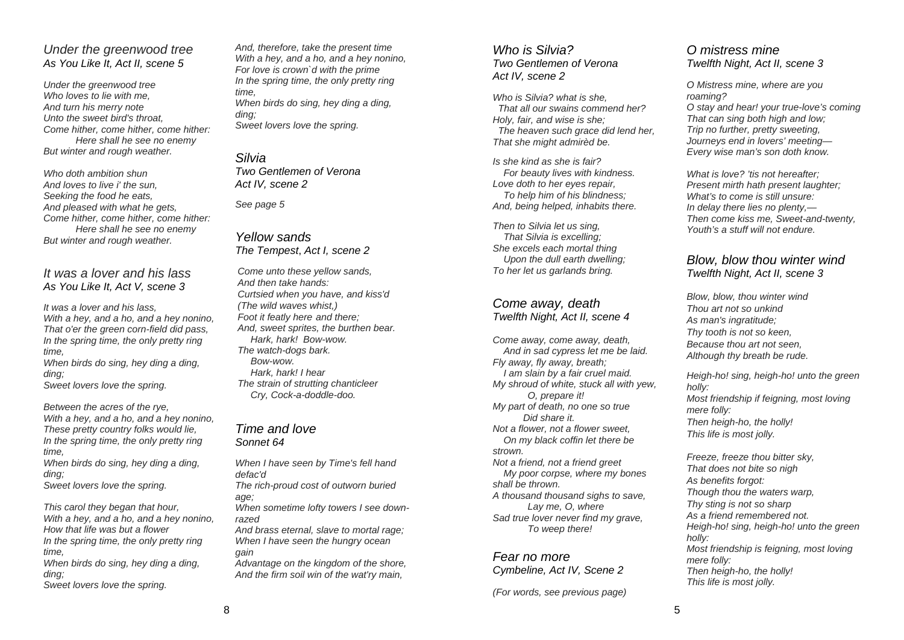## *Under the greenwood tree*
### *As You Like It, Act II, scene 5*

*Under the greenwood tree*
*Who loves to lie with me,*
*And turn his merry note*
*Unto the sweet bird's throat,*
*Come hither, come hither, come hither:*
*Here shall he see no enemy*
*But winter and rough weather.*

*Who doth ambition shun*
*And loves to live i' the sun,*
*Seeking the food he eats,*
*And pleased with what he gets,*
*Come hither, come hither, come hither:*
*Here shall he see no enemy*
*But winter and rough weather.*

## *It was a lover and his lass*
### *As You Like It, Act V, scene 3*

*It was a lover and his lass,*
*With a hey, and a ho, and a hey nonino,*
*That o'er the green corn-field did pass,*
*In the spring time, the only pretty ring time,*
*When birds do sing, hey ding a ding, ding;*
*Sweet lovers love the spring.*

*Between the acres of the rye,*
*With a hey, and a ho, and a hey nonino,*
*These pretty country folks would lie,*
*In the spring time, the only pretty ring time,*
*When birds do sing, hey ding a ding, ding;*
*Sweet lovers love the spring.*

*This carol they began that hour,*
*With a hey, and a ho, and a hey nonino,*
*How that life was but a flower*
*In the spring time, the only pretty ring time,*
*When birds do sing, hey ding a ding, ding;*
*Sweet lovers love the spring.*

*And, therefore, take the present time*
*With a hey, and a ho, and a hey nonino,*
*For love is crown`d with the prime*
*In the spring time, the only pretty ring time,*
*When birds do sing, hey ding a ding, ding;*
*Sweet lovers love the spring.*

## *Silvia*
### *Two Gentlemen of Verona Act IV, scene 2*

*See page 5*

## *Yellow sands*
### *The Tempest, Act I, scene 2*

*Come unto these yellow sands,*
*And then take hands:*
*Curtsied when you have, and kiss'd*
*(The wild waves whist,)*
*Foot it featly here and there;*
*And, sweet sprites, the burthen bear.*
*Hark, hark! Bow-wow.*
*The watch-dogs bark.*
*Bow-wow.*
*Hark, hark! I hear*
*The strain of strutting chanticleer*
*Cry, Cock-a-doddle-doo.*

## *Time and love*
### *Sonnet 64*

*When I have seen by Time's fell hand defac'd*
*The rich-proud cost of outworn buried age;*
*When sometime lofty towers I see down-razed*
*And brass eternal, slave to mortal rage;*
*When I have seen the hungry ocean gain*
*Advantage on the kingdom of the shore,*
*And the firm soil win of the wat'ry main,*

## *Who is Silvia?*
### *Two Gentlemen of Verona Act IV, scene 2*

*Who is Silvia? what is she,*
*That all our swains commend her?*
*Holy, fair, and wise is she;*
*The heaven such grace did lend her,*
*That she might admirèd be.*

*Is she kind as she is fair?*
*For beauty lives with kindness.*
*Love doth to her eyes repair,*
*To help him of his blindness;*
*And, being helped, inhabits there.*

*Then to Silvia let us sing,*
*That Silvia is excelling;*
*She excels each mortal thing*
*Upon the dull earth dwelling;*
*To her let us garlands bring.*

## *Come away, death*
### *Twelfth Night, Act II, scene 4*

*Come away, come away, death,*
*And in sad cypress let me be laid.*
*Fly away, fly away, breath;*
*I am slain by a fair cruel maid.*
*My shroud of white, stuck all with yew,*
*O, prepare it!*
*My part of death, no one so true*
*Did share it.*
*Not a flower, not a flower sweet,*
*On my black coffin let there be strown.*
*Not a friend, not a friend greet*
*My poor corpse, where my bones shall be thrown.*
*A thousand thousand sighs to save,*
*Lay me, O, where*
*Sad true lover never find my grave,*
*To weep there!*

## *Fear no more*
### *Cymbeline, Act IV, Scene 2*

*(For words, see previous page)*

## *O mistress mine*
### *Twelfth Night, Act II, scene 3*

*O Mistress mine, where are you roaming?*
*O stay and hear! your true-love's coming*
*That can sing both high and low;*
*Trip no further, pretty sweeting,*
*Journeys end in lovers' meeting—*
*Every wise man's son doth know.*

*What is love? 'tis not hereafter;*
*Present mirth hath present laughter;*
*What's to come is still unsure:*
*In delay there lies no plenty,—*
*Then come kiss me, Sweet-and-twenty,*
*Youth's a stuff will not endure.*

## *Blow, blow thou winter wind*
### *Twelfth Night, Act II, scene 3*

*Blow, blow, thou winter wind*
*Thou art not so unkind*
*As man's ingratitude;*
*Thy tooth is not so keen,*
*Because thou art not seen,*
*Although thy breath be rude.*

*Heigh-ho! sing, heigh-ho! unto the green holly:*
*Most friendship if feigning, most loving mere folly:*
*Then heigh-ho, the holly!*
*This life is most jolly.*

*Freeze, freeze thou bitter sky,*
*That does not bite so nigh*
*As benefits forgot:*
*Though thou the waters warp,*
*Thy sting is not so sharp*
*As a friend remembered not.*
*Heigh-ho! sing, heigh-ho! unto the green holly:*
*Most friendship is feigning, most loving mere folly:*
*Then heigh-ho, the holly!*
*This life is most jolly.*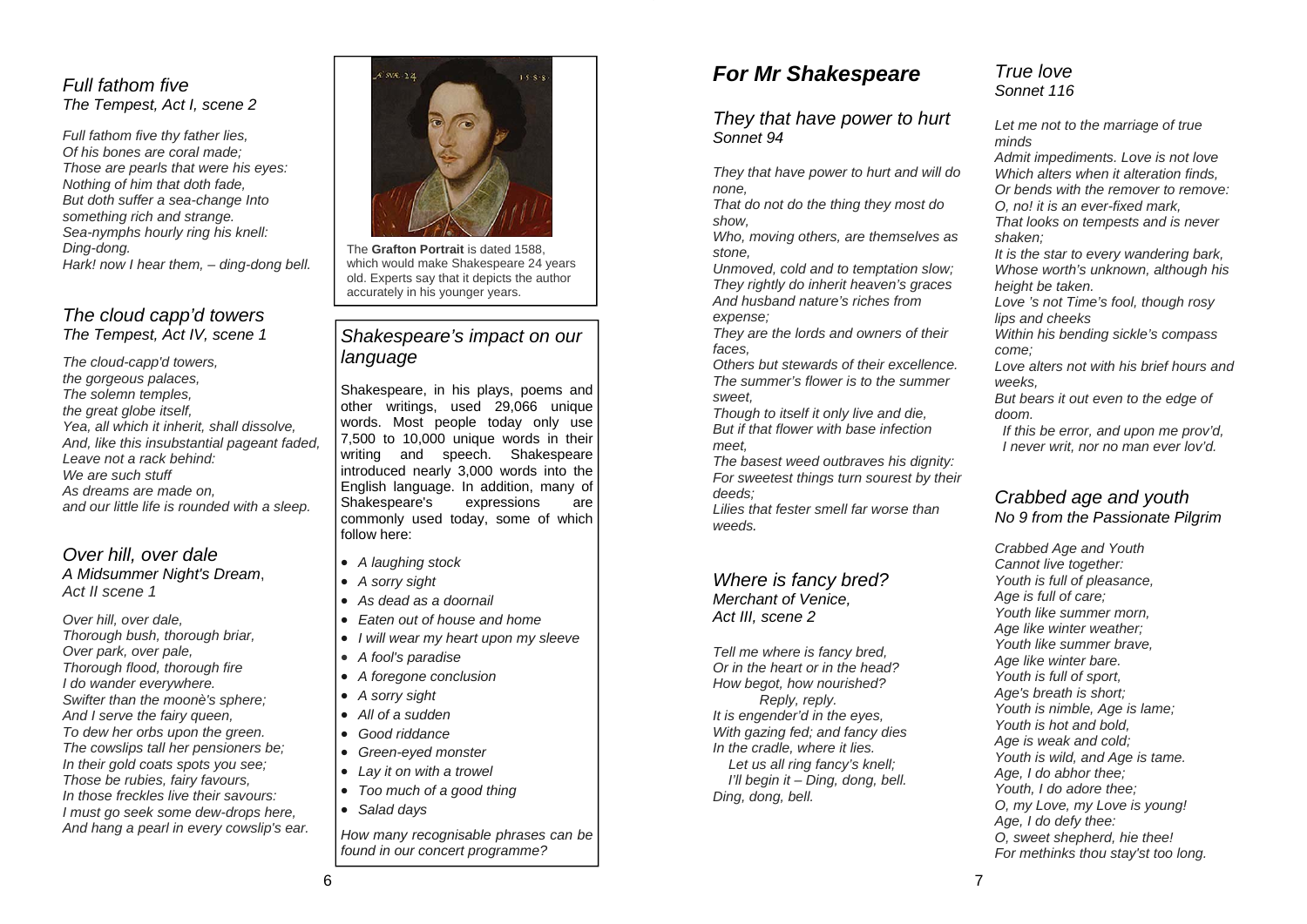## Full fathom five
*The Tempest, Act I, scene 2*

*Full fathom five thy father lies,*
*Of his bones are coral made;*
*Those are pearls that were his eyes:*
*Nothing of him that doth fade,*
*But doth suffer a sea-change Into something rich and strange.*
*Sea-nymphs hourly ring his knell:*
*Ding-dong.*
*Hark! now I hear them, – ding-dong bell.*

## The cloud capp'd towers
*The Tempest, Act IV, scene 1*

*The cloud-capp'd towers,*
*the gorgeous palaces,*
*The solemn temples,*
*the great globe itself,*
*Yea, all which it inherit, shall dissolve,*
*And, like this insubstantial pageant faded,*
*Leave not a rack behind:*
*We are such stuff*
*As dreams are made on,*
*and our little life is rounded with a sleep.*

## Over hill, over dale
*A Midsummer Night's Dream, Act II scene 1*

*Over hill, over dale,*
*Thorough bush, thorough briar,*
*Over park, over pale,*
*Thorough flood, thorough fire*
*I do wander everywhere.*
*Swifter than the moonè's sphere;*
*And I serve the fairy queen,*
*To dew her orbs upon the green.*
*The cowslips tall her pensioners be;*
*In their gold coats spots you see;*
*Those be rubies, fairy favours,*
*In those freckles live their savours:*
*I must go seek some dew-drops here,*
*And hang a pearl in every cowslip's ear.*

The **Grafton Portrait** is dated 1588, which would make Shakespeare 24 years old. Experts say that it depicts the author accurately in his younger years.

## Shakespeare's impact on our language

Shakespeare, in his plays, poems and other writings, used 29,066 unique words. Most people today only use 7,500 to 10,000 unique words in their writing and speech. Shakespeare introduced nearly 3,000 words into the English language. In addition, many of Shakespeare's expressions are commonly used today, some of which follow here:

- *A laughing stock*
- *A sorry sight*
- *As dead as a doornail*
- *Eaten out of house and home*
- *I will wear my heart upon my sleeve*
- *A fool's paradise*
- *A foregone conclusion*
- *A sorry sight*
- *All of a sudden*
- *Good riddance*
- *Green-eyed monster*
- *Lay it on with a trowel*
- *Too much of a good thing*
- *Salad days*

*How many recognisable phrases can be found in our concert programme?*

# For Mr Shakespeare

## They that have power to hurt
*Sonnet 94*

*They that have power to hurt and will do none,*
*That do not do the thing they most do show,*
*Who, moving others, are themselves as stone,*
*Unmoved, cold and to temptation slow;*
*They rightly do inherit heaven's graces*
*And husband nature's riches from expense;*
*They are the lords and owners of their faces,*
*Others but stewards of their excellence.*
*The summer's flower is to the summer sweet,*
*Though to itself it only live and die,*
*But if that flower with base infection meet,*
*The basest weed outbraves his dignity:*
*For sweetest things turn sourest by their deeds;*
*Lilies that fester smell far worse than weeds.*

## Where is fancy bred?
*Merchant of Venice, Act III, scene 2*

*Tell me where is fancy bred,*
*Or in the heart or in the head?*
*How begot, how nourished?*
*Reply, reply.*
*It is engender'd in the eyes,*
*With gazing fed; and fancy dies*
*In the cradle, where it lies.*
*Let us all ring fancy's knell;*
*I'll begin it – Ding, dong, bell.*
*Ding, dong, bell.*

## True love
*Sonnet 116*

*Let me not to the marriage of true minds*
*Admit impediments. Love is not love*
*Which alters when it alteration finds,*
*Or bends with the remover to remove:*
*O, no! it is an ever-fixed mark,*
*That looks on tempests and is never shaken;*
*It is the star to every wandering bark,*
*Whose worth's unknown, although his height be taken.*
*Love 's not Time's fool, though rosy lips and cheeks*
*Within his bending sickle's compass come;*
*Love alters not with his brief hours and weeks,*
*But bears it out even to the edge of doom.*
*If this be error, and upon me prov'd,*
*I never writ, nor no man ever lov'd.*

## Crabbed age and youth
*No 9 from the Passionate Pilgrim*

*Crabbed Age and Youth*
*Cannot live together:*
*Youth is full of pleasance,*
*Age is full of care;*
*Youth like summer morn,*
*Age like winter weather;*
*Youth like summer brave,*
*Age like winter bare.*
*Youth is full of sport,*
*Age's breath is short;*
*Youth is nimble, Age is lame;*
*Youth is hot and bold,*
*Age is weak and cold;*
*Youth is wild, and Age is tame.*
*Age, I do abhor thee;*
*Youth, I do adore thee;*
*O, my Love, my Love is young!*
*Age, I do defy thee:*
*O, sweet shepherd, hie thee!*
*For methinks thou stay'st too long.*